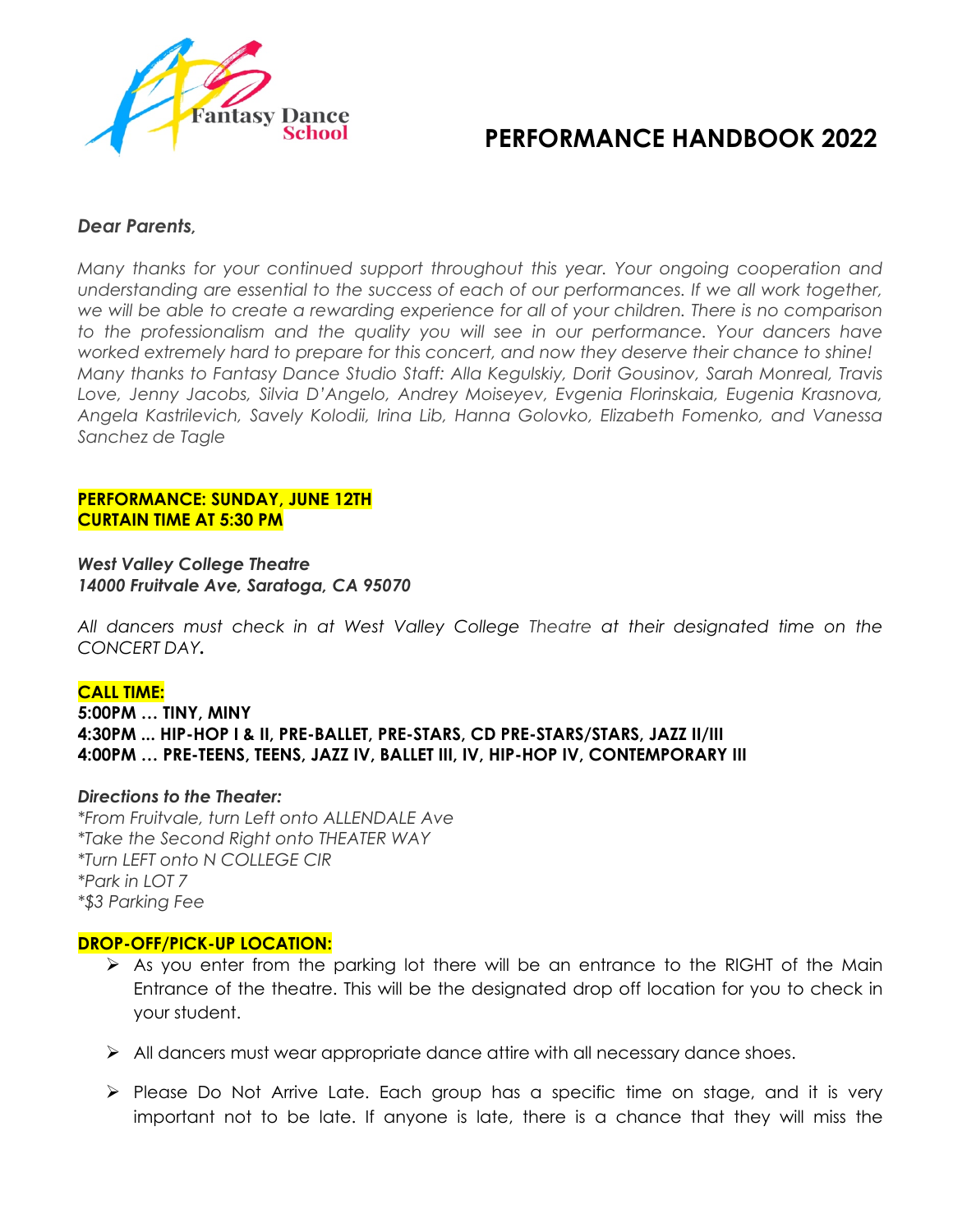# PERFORMANCE HANDBOOK 2022

Fantasy Dance School

***Dear Parents,***

*Many thanks for your continued support throughout this year. Your ongoing cooperation and understanding are essential to the success of each of our performances. If we all work together, we will be able to create a rewarding experience for all of your children. There is no comparison to the professionalism and the quality you will see in our performance. Your dancers have worked extremely hard to prepare for this concert, and now they deserve their chance to shine!*
*Many thanks to Fantasy Dance Studio Staff: Alla Kegulskiy, Dorit Gousinov, Sarah Monreal, Travis Love, Jenny Jacobs, Silvia D'Angelo, Andrey Moiseyev, Evgenia Florinskaia, Eugenia Krasnova, Angela Kastrilevich, Savely Kolodii, Irina Lib, Hanna Golovko, Elizabeth Fomenko, and Vanessa Sanchez de Tagle*

**PERFORMANCE: SUNDAY, JUNE 12TH**
**CURTAIN TIME AT 5:30 PM**

***West Valley College Theatre***
***14000 Fruitvale Ave, Saratoga, CA 95070***

*All dancers must check in at West Valley College Theatre at their designated time on the CONCERT DAY.*

**CALL TIME:**
**5:00PM … TINY, MINY**
**4:30PM ... HIP-HOP I & II, PRE-BALLET, PRE-STARS, CD PRE-STARS/STARS, JAZZ II/III**
**4:00PM … PRE-TEENS, TEENS, JAZZ IV, BALLET III, IV, HIP-HOP IV, CONTEMPORARY III**

***Directions to the Theater:***
*\*From Fruitvale, turn Left onto ALLENDALE Ave*
*\*Take the Second Right onto THEATER WAY*
*\*Turn LEFT onto N COLLEGE CIR*
*\*Park in LOT 7*
*\*$3 Parking Fee*

**DROP-OFF/PICK-UP LOCATION:**

- As you enter from the parking lot there will be an entrance to the RIGHT of the Main Entrance of the theatre. This will be the designated drop off location for you to check in your student.
- All dancers must wear appropriate dance attire with all necessary dance shoes.
- Please Do Not Arrive Late. Each group has a specific time on stage, and it is very important not to be late. If anyone is late, there is a chance that they will miss the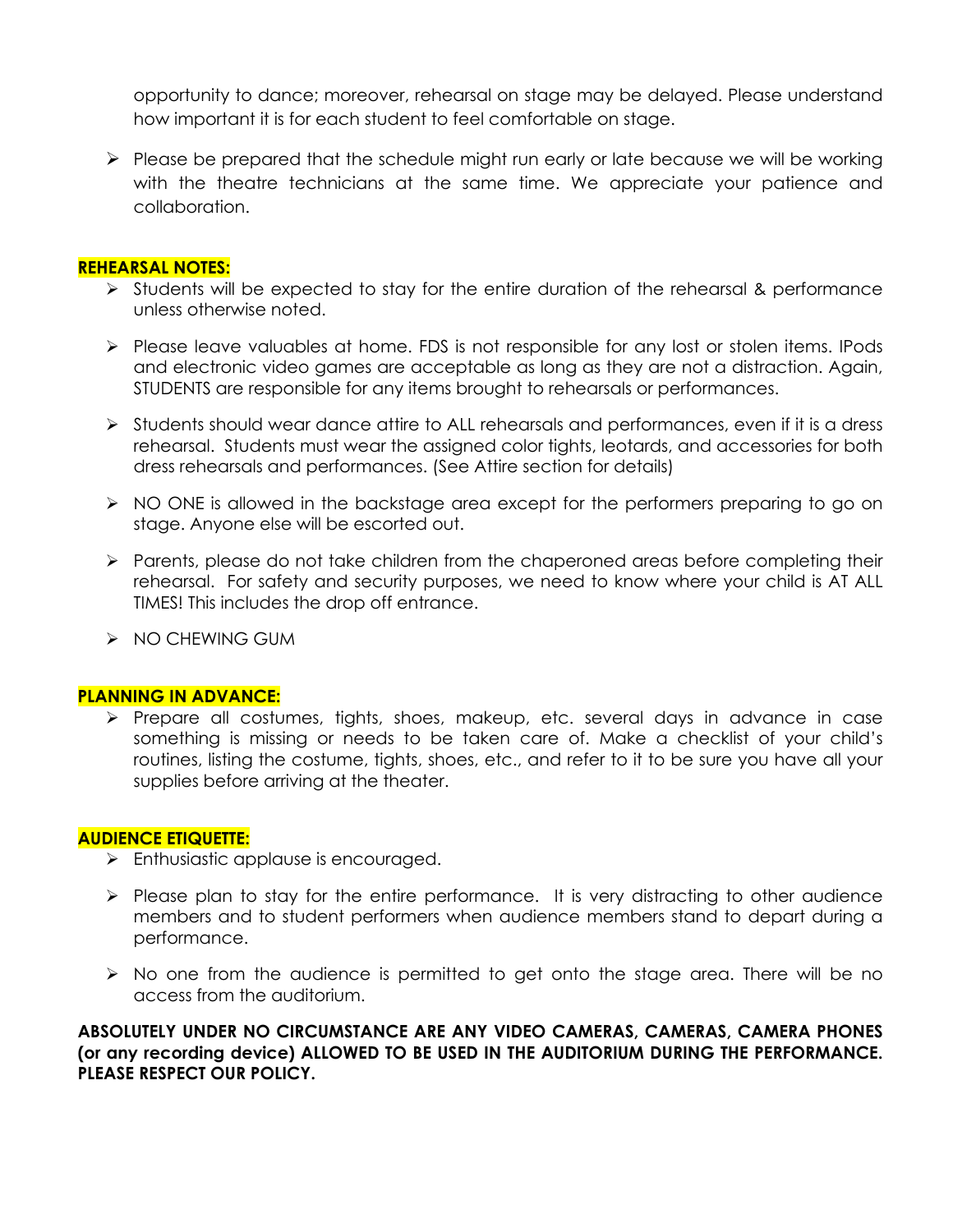opportunity to dance; moreover, rehearsal on stage may be delayed. Please understand how important it is for each student to feel comfortable on stage.

- Please be prepared that the schedule might run early or late because we will be working with the theatre technicians at the same time. We appreciate your patience and collaboration.

**REHEARSAL NOTES:**

- Students will be expected to stay for the entire duration of the rehearsal & performance unless otherwise noted.
- Please leave valuables at home. FDS is not responsible for any lost or stolen items. IPods and electronic video games are acceptable as long as they are not a distraction. Again, STUDENTS are responsible for any items brought to rehearsals or performances.
- Students should wear dance attire to ALL rehearsals and performances, even if it is a dress rehearsal. Students must wear the assigned color tights, leotards, and accessories for both dress rehearsals and performances. (See Attire section for details)
- NO ONE is allowed in the backstage area except for the performers preparing to go on stage. Anyone else will be escorted out.
- Parents, please do not take children from the chaperoned areas before completing their rehearsal. For safety and security purposes, we need to know where your child is AT ALL TIMES! This includes the drop off entrance.
- NO CHEWING GUM

**PLANNING IN ADVANCE:**

- Prepare all costumes, tights, shoes, makeup, etc. several days in advance in case something is missing or needs to be taken care of. Make a checklist of your child's routines, listing the costume, tights, shoes, etc., and refer to it to be sure you have all your supplies before arriving at the theater.

**AUDIENCE ETIQUETTE:**

- Enthusiastic applause is encouraged.
- Please plan to stay for the entire performance. It is very distracting to other audience members and to student performers when audience members stand to depart during a performance.
- No one from the audience is permitted to get onto the stage area. There will be no access from the auditorium.

**ABSOLUTELY UNDER NO CIRCUMSTANCE ARE ANY VIDEO CAMERAS, CAMERAS, CAMERA PHONES (or any recording device) ALLOWED TO BE USED IN THE AUDITORIUM DURING THE PERFORMANCE. PLEASE RESPECT OUR POLICY.**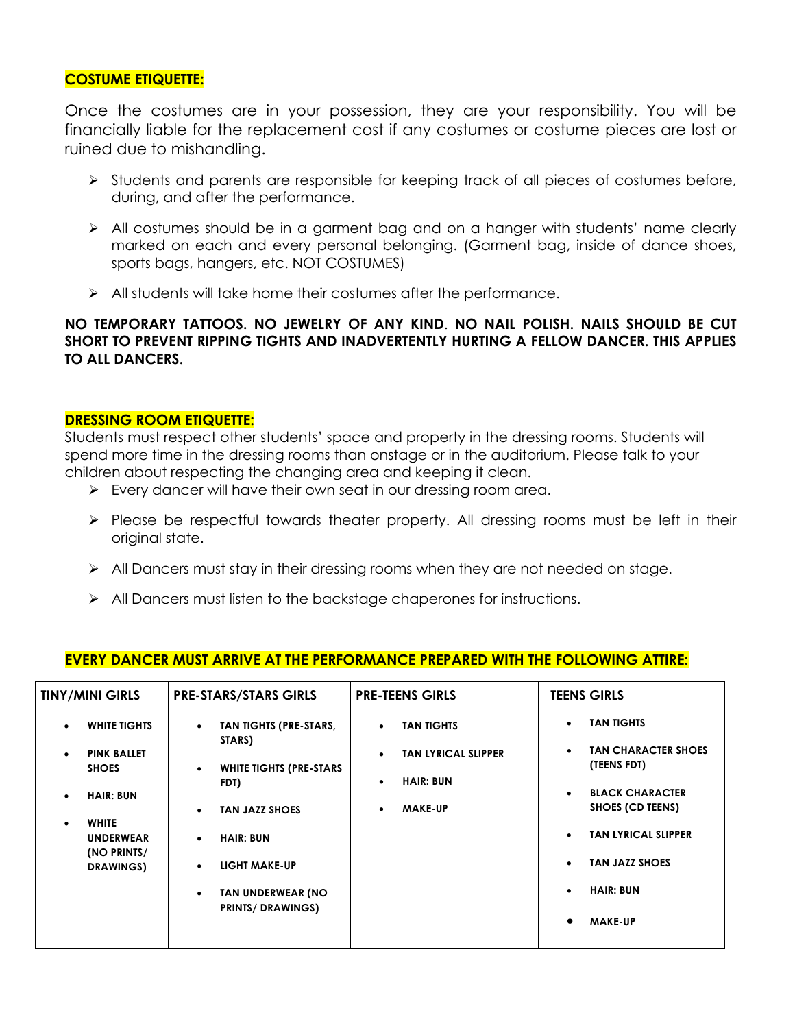**COSTUME ETIQUETTE:**

Once the costumes are in your possession, they are your responsibility. You will be financially liable for the replacement cost if any costumes or costume pieces are lost or ruined due to mishandling.

- Students and parents are responsible for keeping track of all pieces of costumes before, during, and after the performance.
- All costumes should be in a garment bag and on a hanger with students' name clearly marked on each and every personal belonging. (Garment bag, inside of dance shoes, sports bags, hangers, etc. NOT COSTUMES)
- All students will take home their costumes after the performance.

**NO TEMPORARY TATTOOS. NO JEWELRY OF ANY KIND. NO NAIL POLISH. NAILS SHOULD BE CUT SHORT TO PREVENT RIPPING TIGHTS AND INADVERTENTLY HURTING A FELLOW DANCER. THIS APPLIES TO ALL DANCERS.**

**DRESSING ROOM ETIQUETTE:**

Students must respect other students' space and property in the dressing rooms. Students will spend more time in the dressing rooms than onstage or in the auditorium. Please talk to your children about respecting the changing area and keeping it clean.

- Every dancer will have their own seat in our dressing room area.
- Please be respectful towards theater property. All dressing rooms must be left in their original state.
- All Dancers must stay in their dressing rooms when they are not needed on stage.
- All Dancers must listen to the backstage chaperones for instructions.

**EVERY DANCER MUST ARRIVE AT THE PERFORMANCE PREPARED WITH THE FOLLOWING ATTIRE:**

| TINY/MINI GIRLS | PRE-STARS/STARS GIRLS | PRE-TEENS GIRLS | TEENS GIRLS |
|---|---|---|---|
| • WHITE TIGHTS<br>• PINK BALLET SHOES<br>• HAIR: BUN<br>• WHITE UNDERWEAR (NO PRINTS/ DRAWINGS) | • TAN TIGHTS (PRE-STARS, STARS)<br>• WHITE TIGHTS (PRE-STARS FDT)<br>• TAN JAZZ SHOES<br>• HAIR: BUN<br>• LIGHT MAKE-UP<br>• TAN UNDERWEAR (NO PRINTS/ DRAWINGS) | • TAN TIGHTS<br>• TAN LYRICAL SLIPPER<br>• HAIR: BUN<br>• MAKE-UP | • TAN TIGHTS<br>• TAN CHARACTER SHOES (TEENS FDT)<br>• BLACK CHARACTER SHOES (CD TEENS)<br>• TAN LYRICAL SLIPPER<br>• TAN JAZZ SHOES<br>• HAIR: BUN<br>• MAKE-UP |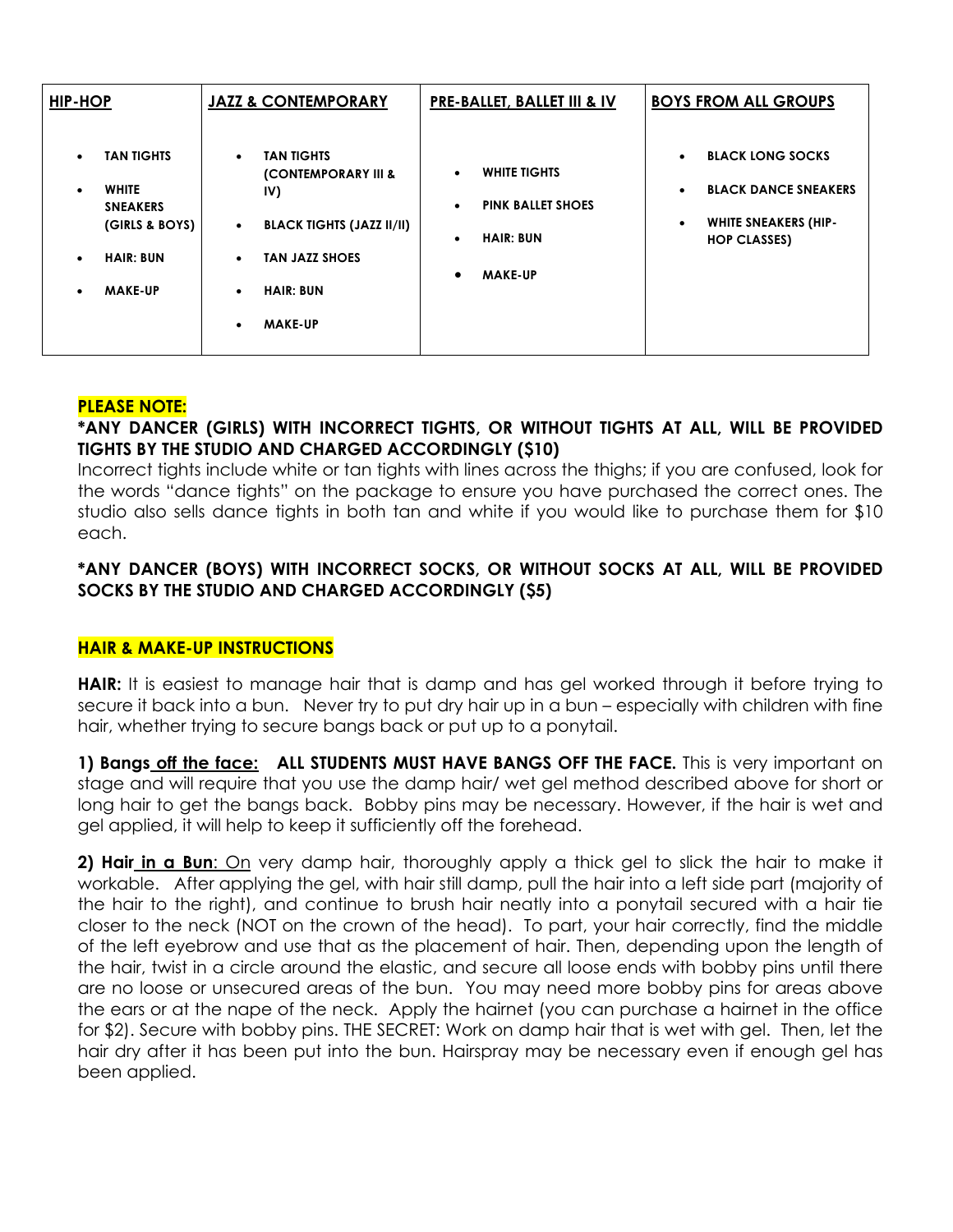| HIP-HOP | JAZZ & CONTEMPORARY | PRE-BALLET, BALLET III & IV | BOYS FROM ALL GROUPS |
|---|---|---|---|
| • TAN TIGHTS<br>• WHITE SNEAKERS (GIRLS & BOYS)<br>• HAIR: BUN<br>• MAKE-UP | • TAN TIGHTS (CONTEMPORARY III & IV)<br>• BLACK TIGHTS (JAZZ II/II)<br>• TAN JAZZ SHOES<br>• HAIR: BUN<br>• MAKE-UP | • WHITE TIGHTS<br>• PINK BALLET SHOES<br>• HAIR: BUN<br>• MAKE-UP | • BLACK LONG SOCKS<br>• BLACK DANCE SNEAKERS<br>• WHITE SNEAKERS (HIP-HOP CLASSES) |

**PLEASE NOTE:**

**\*ANY DANCER (GIRLS) WITH INCORRECT TIGHTS, OR WITHOUT TIGHTS AT ALL, WILL BE PROVIDED TIGHTS BY THE STUDIO AND CHARGED ACCORDINGLY ($10)**

Incorrect tights include white or tan tights with lines across the thighs; if you are confused, look for the words "dance tights" on the package to ensure you have purchased the correct ones. The studio also sells dance tights in both tan and white if you would like to purchase them for $10 each.

**\*ANY DANCER (BOYS) WITH INCORRECT SOCKS, OR WITHOUT SOCKS AT ALL, WILL BE PROVIDED SOCKS BY THE STUDIO AND CHARGED ACCORDINGLY ($5)**

**HAIR & MAKE-UP INSTRUCTIONS**

**HAIR:** It is easiest to manage hair that is damp and has gel worked through it before trying to secure it back into a bun. Never try to put dry hair up in a bun – especially with children with fine hair, whether trying to secure bangs back or put up to a ponytail.

**1) Bangs off the face: ALL STUDENTS MUST HAVE BANGS OFF THE FACE.** This is very important on stage and will require that you use the damp hair/ wet gel method described above for short or long hair to get the bangs back. Bobby pins may be necessary. However, if the hair is wet and gel applied, it will help to keep it sufficiently off the forehead.

**2) Hair in a Bun**: On very damp hair, thoroughly apply a thick gel to slick the hair to make it workable. After applying the gel, with hair still damp, pull the hair into a left side part (majority of the hair to the right), and continue to brush hair neatly into a ponytail secured with a hair tie closer to the neck (NOT on the crown of the head). To part, your hair correctly, find the middle of the left eyebrow and use that as the placement of hair. Then, depending upon the length of the hair, twist in a circle around the elastic, and secure all loose ends with bobby pins until there are no loose or unsecured areas of the bun. You may need more bobby pins for areas above the ears or at the nape of the neck. Apply the hairnet (you can purchase a hairnet in the office for $2). Secure with bobby pins. THE SECRET: Work on damp hair that is wet with gel. Then, let the hair dry after it has been put into the bun. Hairspray may be necessary even if enough gel has been applied.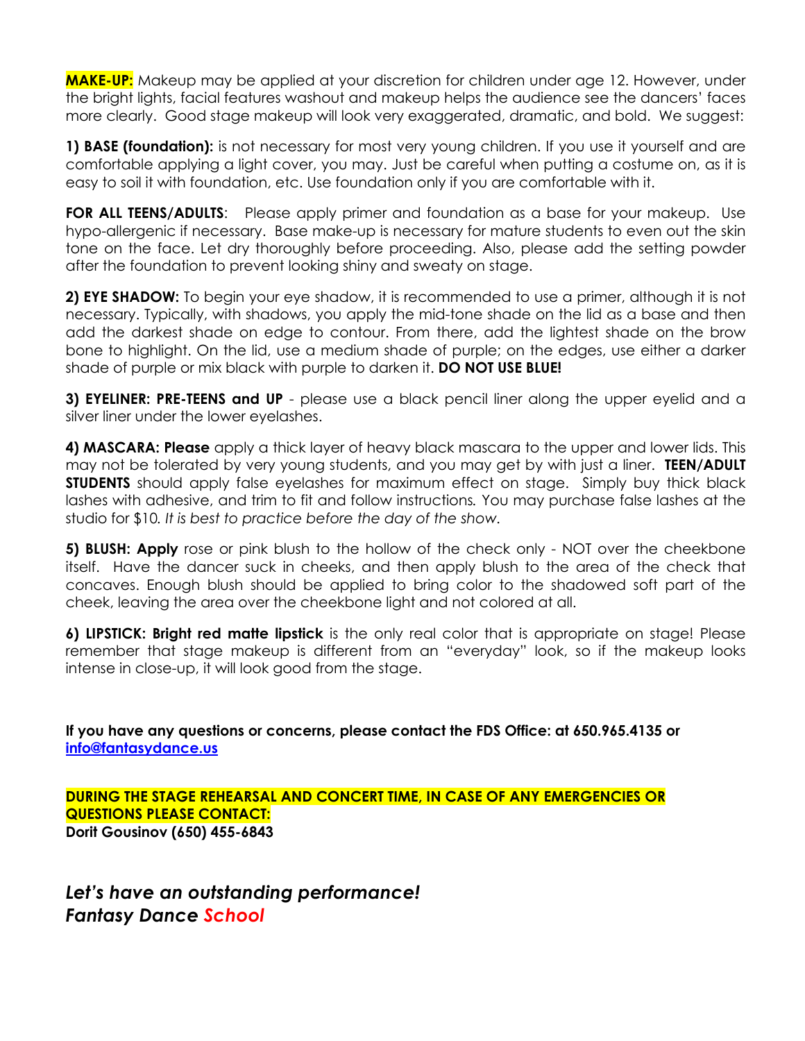**MAKE-UP:** Makeup may be applied at your discretion for children under age 12. However, under the bright lights, facial features washout and makeup helps the audience see the dancers' faces more clearly. Good stage makeup will look very exaggerated, dramatic, and bold. We suggest:

**1) BASE (foundation):** is not necessary for most very young children. If you use it yourself and are comfortable applying a light cover, you may. Just be careful when putting a costume on, as it is easy to soil it with foundation, etc. Use foundation only if you are comfortable with it.

**FOR ALL TEENS/ADULTS**: Please apply primer and foundation as a base for your makeup. Use hypo-allergenic if necessary. Base make-up is necessary for mature students to even out the skin tone on the face. Let dry thoroughly before proceeding. Also, please add the setting powder after the foundation to prevent looking shiny and sweaty on stage.

**2) EYE SHADOW:** To begin your eye shadow, it is recommended to use a primer, although it is not necessary. Typically, with shadows, you apply the mid-tone shade on the lid as a base and then add the darkest shade on edge to contour. From there, add the lightest shade on the brow bone to highlight. On the lid, use a medium shade of purple; on the edges, use either a darker shade of purple or mix black with purple to darken it. **DO NOT USE BLUE!**

**3) EYELINER: PRE-TEENS and UP** - please use a black pencil liner along the upper eyelid and a silver liner under the lower eyelashes.

**4) MASCARA: Please** apply a thick layer of heavy black mascara to the upper and lower lids. This may not be tolerated by very young students, and you may get by with just a liner. **TEEN/ADULT STUDENTS** should apply false eyelashes for maximum effect on stage. Simply buy thick black lashes with adhesive, and trim to fit and follow instructions. You may purchase false lashes at the studio for $10. *It is best to practice before the day of the show.*

**5) BLUSH: Apply** rose or pink blush to the hollow of the check only - NOT over the cheekbone itself. Have the dancer suck in cheeks, and then apply blush to the area of the check that concaves. Enough blush should be applied to bring color to the shadowed soft part of the cheek, leaving the area over the cheekbone light and not colored at all.

**6) LIPSTICK: Bright red matte lipstick** is the only real color that is appropriate on stage! Please remember that stage makeup is different from an "everyday" look, so if the makeup looks intense in close-up, it will look good from the stage.

**If you have any questions or concerns, please contact the FDS Office: at 650.965.4135 or [info@fantasydance.us](mailto:info@fantasydance.us)**

**DURING THE STAGE REHEARSAL AND CONCERT TIME, IN CASE OF ANY EMERGENCIES OR QUESTIONS PLEASE CONTACT:**
**Dorit Gousinov (650) 455-6843**

***Let's have an outstanding performance!***
***Fantasy Dance School***